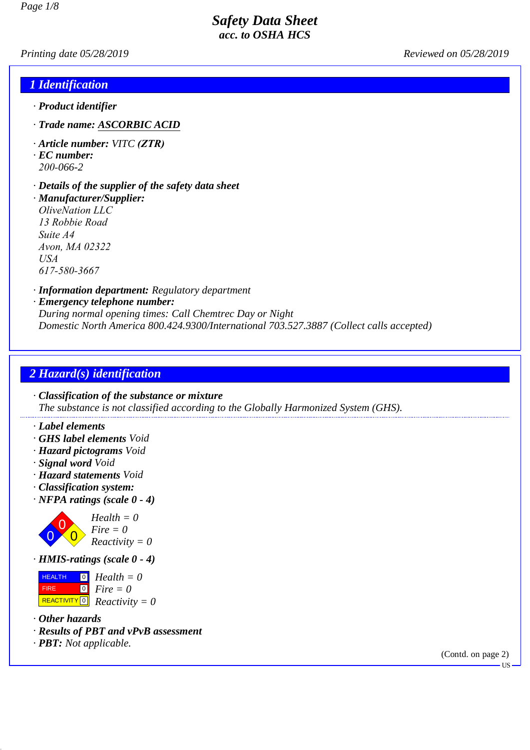# Safety Data Sheet
### acc. to OSHA HCS

*Printing date 05/28/2019* *Reviewed on 05/28/2019*

## 1 Identification

· **Product identifier**

· **Trade name: ASCORBIC ACID**

· **Article number:** VITC **(ZTR)**
· **EC number:**
200-066-2

· **Details of the supplier of the safety data sheet**
· **Manufacturer/Supplier:**
OliveNation LLC
13 Robbie Road
Suite A4
Avon, MA 02322
USA
617-580-3667

· **Information department:** Regulatory department
· **Emergency telephone number:**
During normal opening times: Call Chemtrec Day or Night
Domestic North America 800.424.9300/International 703.527.3887 (Collect calls accepted)

## 2 Hazard(s) identification

· **Classification of the substance or mixture**
The substance is not classified according to the Globally Harmonized System (GHS).

· **Label elements**
· **GHS label elements** Void
· **Hazard pictograms** Void
· **Signal word** Void
· **Hazard statements** Void
· **Classification system:**
· **NFPA ratings (scale 0 - 4)**

Health = 0
Fire = 0
Reactivity = 0

· **HMIS-ratings (scale 0 - 4)**

| | | |
|---|---|---|
| HEALTH | 0 | Health = 0 |
| FIRE | 0 | Fire = 0 |
| REACTIVITY | 0 | Reactivity = 0 |

· **Other hazards**
· **Results of PBT and vPvB assessment**
· **PBT:** Not applicable.

(Contd. on page 2)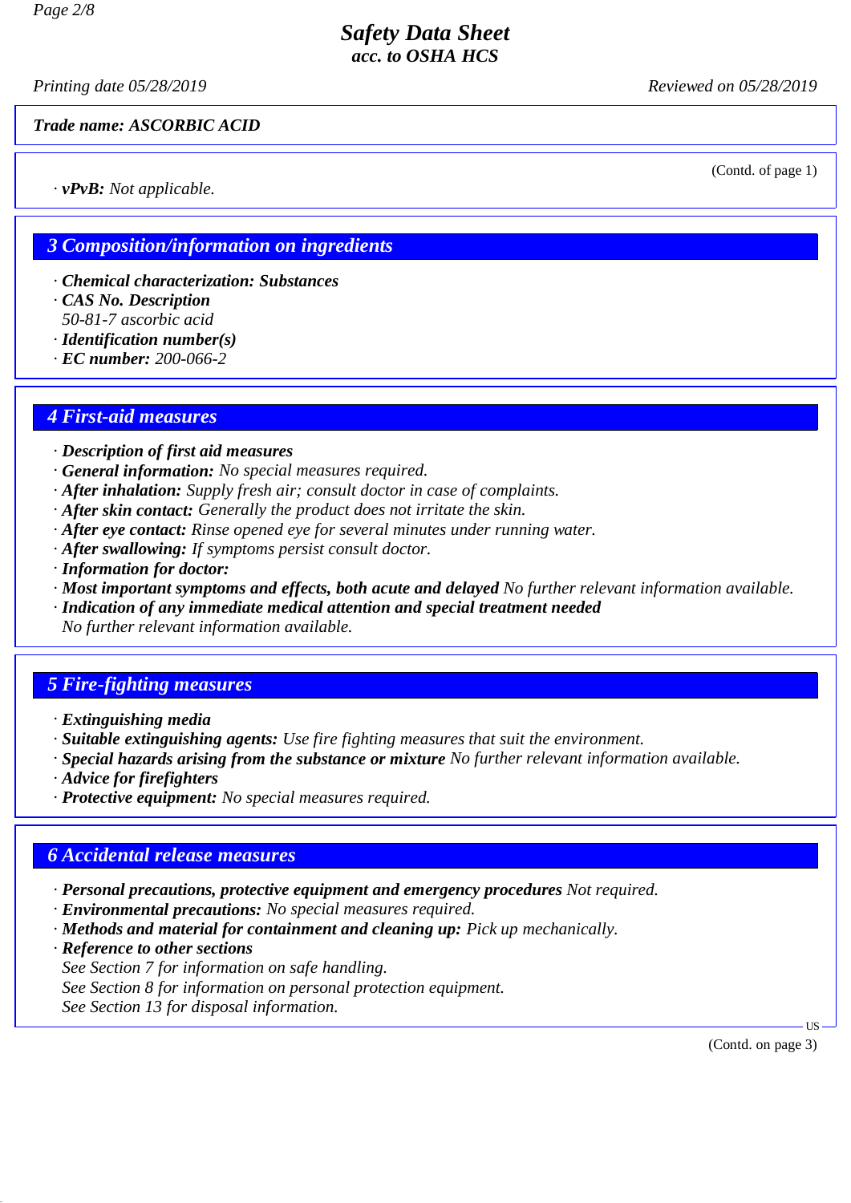**Trade name: ASCORBIC ACID**

(Contd. of page 1)

· **vPvB:** Not applicable.

## 3 Composition/information on ingredients

· **Chemical characterization: Substances**
· **CAS No. Description**
50-81-7 ascorbic acid
· **Identification number(s)**
· **EC number:** 200-066-2

## 4 First-aid measures

· **Description of first aid measures**
· **General information:** No special measures required.
· **After inhalation:** Supply fresh air; consult doctor in case of complaints.
· **After skin contact:** Generally the product does not irritate the skin.
· **After eye contact:** Rinse opened eye for several minutes under running water.
· **After swallowing:** If symptoms persist consult doctor.
· **Information for doctor:**
· **Most important symptoms and effects, both acute and delayed** No further relevant information available.
· **Indication of any immediate medical attention and special treatment needed**
No further relevant information available.

## 5 Fire-fighting measures

· **Extinguishing media**
· **Suitable extinguishing agents:** Use fire fighting measures that suit the environment.
· **Special hazards arising from the substance or mixture** No further relevant information available.
· **Advice for firefighters**
· **Protective equipment:** No special measures required.

## 6 Accidental release measures

· **Personal precautions, protective equipment and emergency procedures** Not required.
· **Environmental precautions:** No special measures required.
· **Methods and material for containment and cleaning up:** Pick up mechanically.
· **Reference to other sections**
See Section 7 for information on safe handling.
See Section 8 for information on personal protection equipment.
See Section 13 for disposal information.

(Contd. on page 3)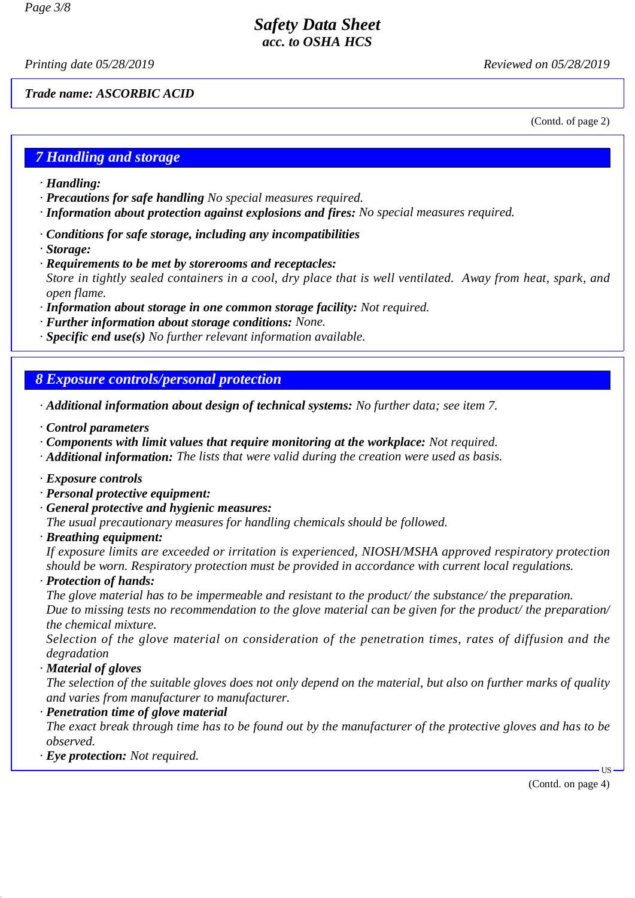Trade name: ASCORBIC ACID

(Contd. of page 2)

## 7 Handling and storage

· ***Handling:***
· ***Precautions for safe handling*** *No special measures required.*
· ***Information about protection against explosions and fires:*** *No special measures required.*

· ***Conditions for safe storage, including any incompatibilities***
· ***Storage:***
· ***Requirements to be met by storerooms and receptacles:***
*Store in tightly sealed containers in a cool, dry place that is well ventilated. Away from heat, spark, and open flame.*
· ***Information about storage in one common storage facility:*** *Not required.*
· ***Further information about storage conditions:*** *None.*
· ***Specific end use(s)*** *No further relevant information available.*

## 8 Exposure controls/personal protection

· ***Additional information about design of technical systems:*** *No further data; see item 7.*

· ***Control parameters***
· ***Components with limit values that require monitoring at the workplace:*** *Not required.*
· ***Additional information:*** *The lists that were valid during the creation were used as basis.*

· ***Exposure controls***
· ***Personal protective equipment:***
· ***General protective and hygienic measures:***
*The usual precautionary measures for handling chemicals should be followed.*
· ***Breathing equipment:***
*If exposure limits are exceeded or irritation is experienced, NIOSH/MSHA approved respiratory protection should be worn. Respiratory protection must be provided in accordance with current local regulations.*
· ***Protection of hands:***
*The glove material has to be impermeable and resistant to the product/ the substance/ the preparation.*
*Due to missing tests no recommendation to the glove material can be given for the product/ the preparation/ the chemical mixture.*
*Selection of the glove material on consideration of the penetration times, rates of diffusion and the degradation*
· ***Material of gloves***
*The selection of the suitable gloves does not only depend on the material, but also on further marks of quality and varies from manufacturer to manufacturer.*
· ***Penetration time of glove material***
*The exact break through time has to be found out by the manufacturer of the protective gloves and has to be observed.*
· ***Eye protection:*** *Not required.*

(Contd. on page 4)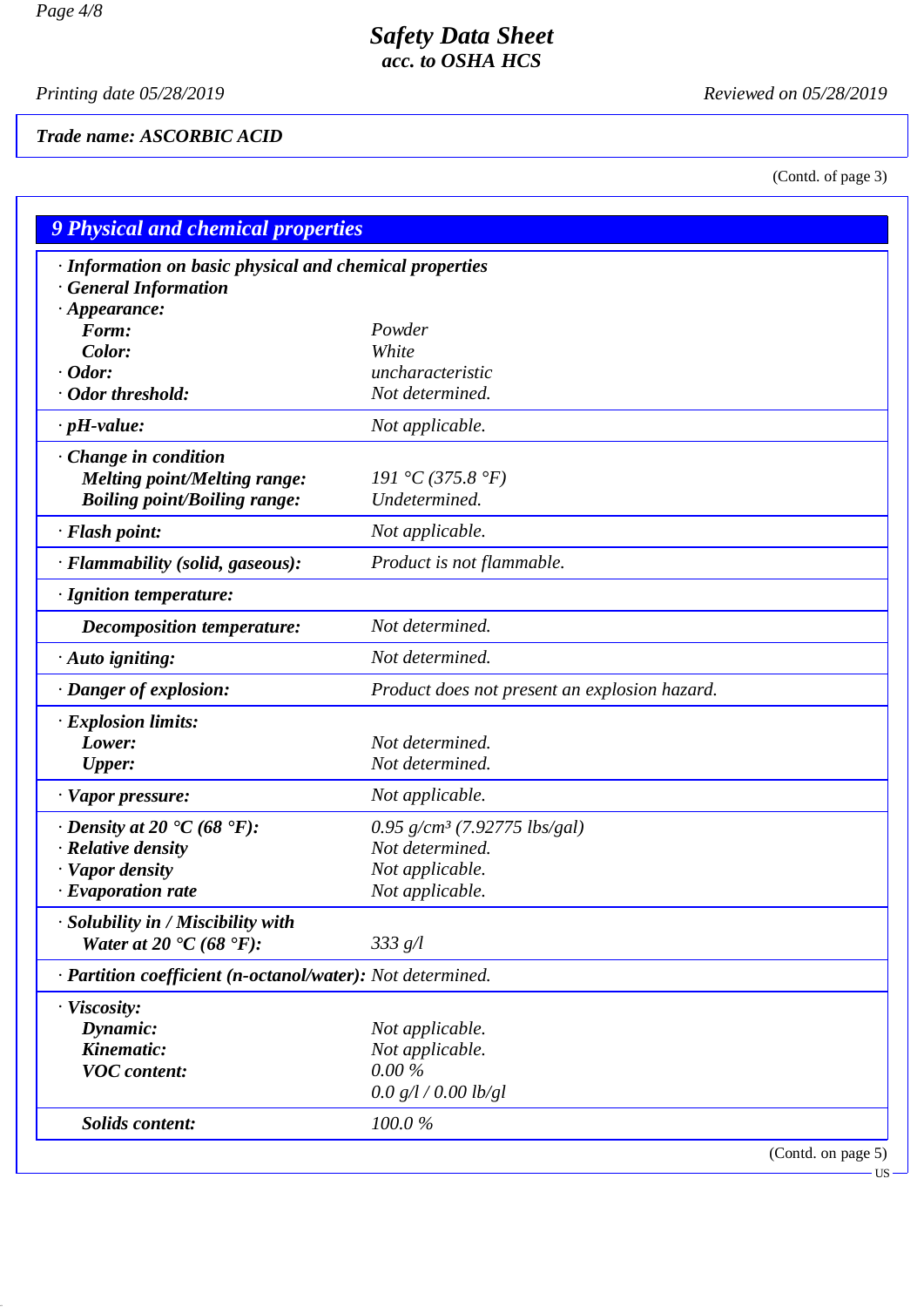**Trade name: ASCORBIC ACID**

(Contd. of page 3)

## 9 Physical and chemical properties

· **Information on basic physical and chemical properties**
· **General Information**
· **Appearance:**

| | |
|---|---|
| **Form:** | Powder |
| **Color:** | White |
| · **Odor:** | uncharacteristic |
| · **Odor threshold:** | Not determined. |
| · **pH-value:** | Not applicable. |
| · **Change in condition** | |
| **Melting point/Melting range:** | 191 °C (375.8 °F) |
| **Boiling point/Boiling range:** | Undetermined. |
| · **Flash point:** | Not applicable. |
| · **Flammability (solid, gaseous):** | Product is not flammable. |
| · **Ignition temperature:** | |
| **Decomposition temperature:** | Not determined. |
| · **Auto igniting:** | Not determined. |
| · **Danger of explosion:** | Product does not present an explosion hazard. |
| · **Explosion limits:** | |
| **Lower:** | Not determined. |
| **Upper:** | Not determined. |
| · **Vapor pressure:** | Not applicable. |
| · **Density at 20 °C (68 °F):** | 0.95 g/cm³ (7.92775 lbs/gal) |
| · **Relative density** | Not determined. |
| · **Vapor density** | Not applicable. |
| · **Evaporation rate** | Not applicable. |
| · **Solubility in / Miscibility with** | |
| **Water at 20 °C (68 °F):** | 333 g/l |
| · **Partition coefficient (n-octanol/water):** | Not determined. |
| · **Viscosity:** | |
| **Dynamic:** | Not applicable. |
| **Kinematic:** | Not applicable. |
| **VOC content:** | 0.00 % |
| | 0.0 g/l / 0.00 lb/gl |
| **Solids content:** | 100.0 % |

(Contd. on page 5)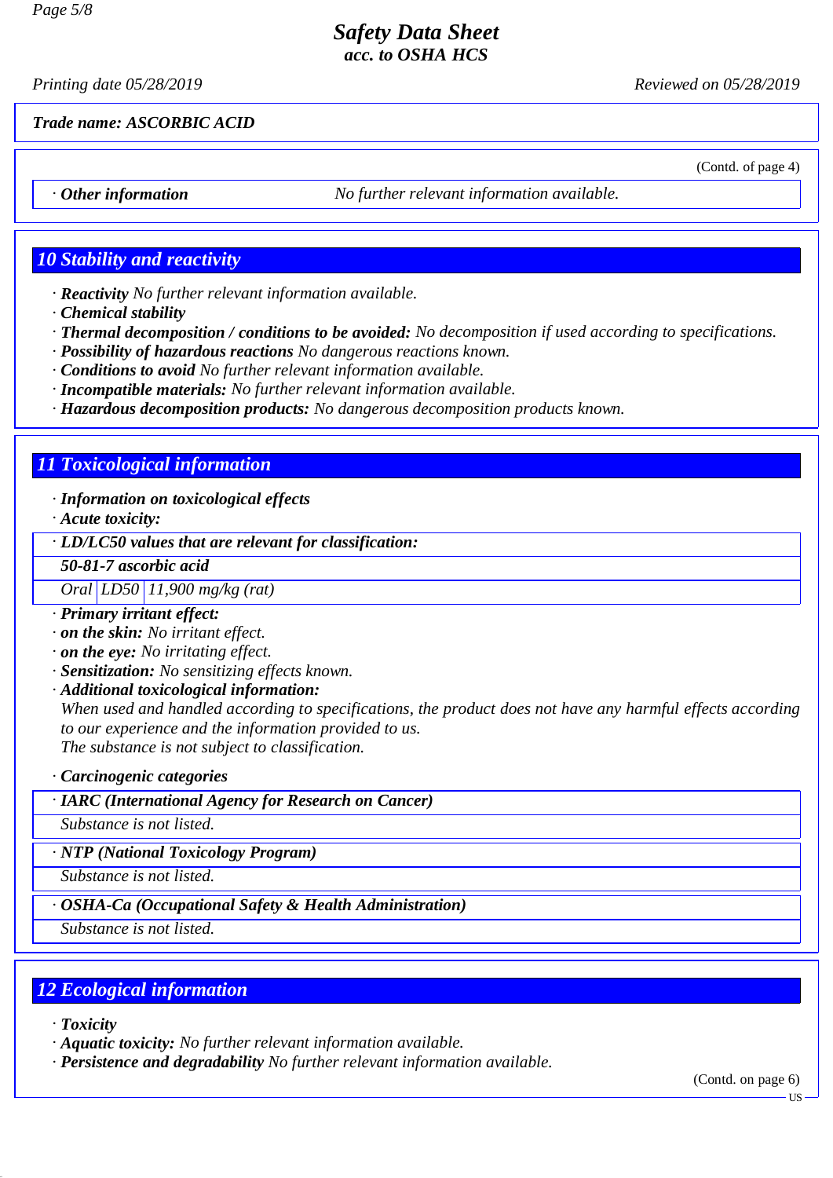**Trade name: ASCORBIC ACID**

(Contd. of page 4)

| · Other information | No further relevant information available. |
|---|---|

## 10 Stability and reactivity

- · ***Reactivity*** *No further relevant information available.*
- · ***Chemical stability***
- · ***Thermal decomposition / conditions to be avoided:*** *No decomposition if used according to specifications.*
- · ***Possibility of hazardous reactions*** *No dangerous reactions known.*
- · ***Conditions to avoid*** *No further relevant information available.*
- · ***Incompatible materials:*** *No further relevant information available.*
- · ***Hazardous decomposition products:*** *No dangerous decomposition products known.*

## 11 Toxicological information

- · ***Information on toxicological effects***
- · ***Acute toxicity:***

| · LD/LC50 values that are relevant for classification: | | |
|---|---|---|
| **50-81-7 ascorbic acid** | | |
| Oral | LD50 | 11,900 mg/kg (rat) |

- · ***Primary irritant effect:***
- · ***on the skin:*** *No irritant effect.*
- · ***on the eye:*** *No irritating effect.*
- · ***Sensitization:*** *No sensitizing effects known.*
- · ***Additional toxicological information:***
  *When used and handled according to specifications, the product does not have any harmful effects according to our experience and the information provided to us.*
  *The substance is not subject to classification.*

- · ***Carcinogenic categories***

| · IARC (International Agency for Research on Cancer) |
|---|
| Substance is not listed. |

| · NTP (National Toxicology Program) |
|---|
| Substance is not listed. |

| · OSHA-Ca (Occupational Safety & Health Administration) |
|---|
| Substance is not listed. |

## 12 Ecological information

- · ***Toxicity***
- · ***Aquatic toxicity:*** *No further relevant information available.*
- · ***Persistence and degradability*** *No further relevant information available.*

(Contd. on page 6)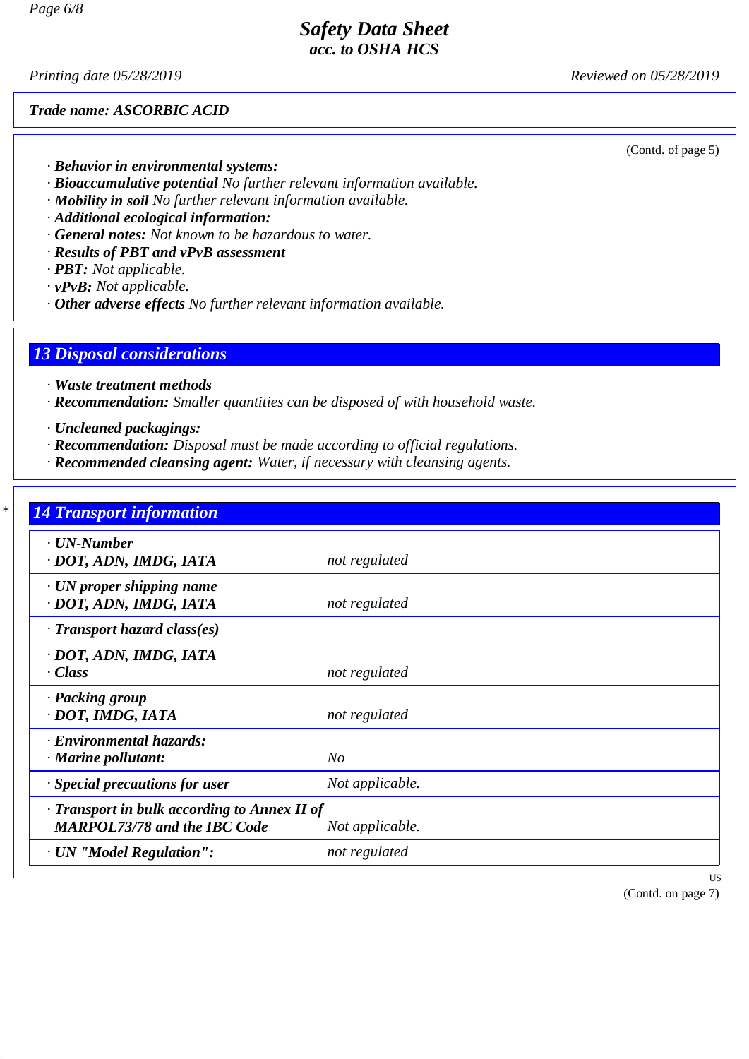Trade name: ASCORBIC ACID

(Contd. of page 5)

· **Behavior in environmental systems:**
· **Bioaccumulative potential** No further relevant information available.
· **Mobility in soil** No further relevant information available.
· **Additional ecological information:**
· **General notes:** Not known to be hazardous to water.
· **Results of PBT and vPvB assessment**
· **PBT:** Not applicable.
· **vPvB:** Not applicable.
· **Other adverse effects** No further relevant information available.

## 13 Disposal considerations

· **Waste treatment methods**
· **Recommendation:** Smaller quantities can be disposed of with household waste.

· **Uncleaned packagings:**
· **Recommendation:** Disposal must be made according to official regulations.
· **Recommended cleansing agent:** Water, if necessary with cleansing agents.

## * 14 Transport information

| | |
|---|---|
| · **UN-Number**<br>· **DOT, ADN, IMDG, IATA** | not regulated |
| · **UN proper shipping name**<br>· **DOT, ADN, IMDG, IATA** | not regulated |
| · **Transport hazard class(es)**<br>· **DOT, ADN, IMDG, IATA**<br>· **Class** | not regulated |
| · **Packing group**<br>· **DOT, IMDG, IATA** | not regulated |
| · **Environmental hazards:**<br>· **Marine pollutant:** | No |
| · **Special precautions for user** | Not applicable. |
| · **Transport in bulk according to Annex II of MARPOL73/78 and the IBC Code** | Not applicable. |
| · **UN "Model Regulation":** | not regulated |

(Contd. on page 7)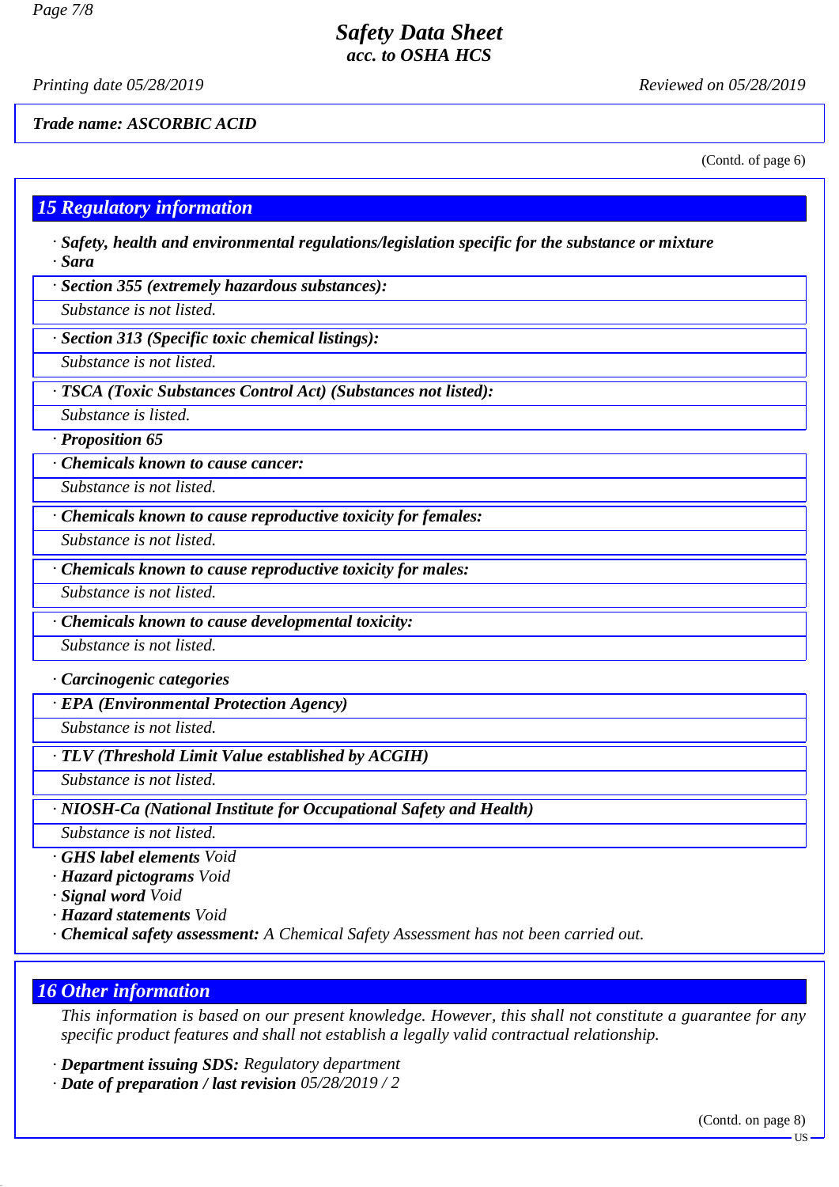**Trade name: ASCORBIC ACID**

(Contd. of page 6)

## 15 Regulatory information

· **Safety, health and environmental regulations/legislation specific for the substance or mixture**
· **Sara**

· **Section 355 (extremely hazardous substances):**
Substance is not listed.

· **Section 313 (Specific toxic chemical listings):**
Substance is not listed.

· **TSCA (Toxic Substances Control Act) (Substances not listed):**
Substance is listed.

· **Proposition 65**

· **Chemicals known to cause cancer:**
Substance is not listed.

· **Chemicals known to cause reproductive toxicity for females:**
Substance is not listed.

· **Chemicals known to cause reproductive toxicity for males:**
Substance is not listed.

· **Chemicals known to cause developmental toxicity:**
Substance is not listed.

· **Carcinogenic categories**

· **EPA (Environmental Protection Agency)**
Substance is not listed.

· **TLV (Threshold Limit Value established by ACGIH)**
Substance is not listed.

· **NIOSH-Ca (National Institute for Occupational Safety and Health)**
Substance is not listed.

· **GHS label elements** Void
· **Hazard pictograms** Void
· **Signal word** Void
· **Hazard statements** Void
· **Chemical safety assessment:** A Chemical Safety Assessment has not been carried out.

## 16 Other information

This information is based on our present knowledge. However, this shall not constitute a guarantee for any specific product features and shall not establish a legally valid contractual relationship.

· **Department issuing SDS:** Regulatory department
· **Date of preparation / last revision** 05/28/2019 / 2

(Contd. on page 8)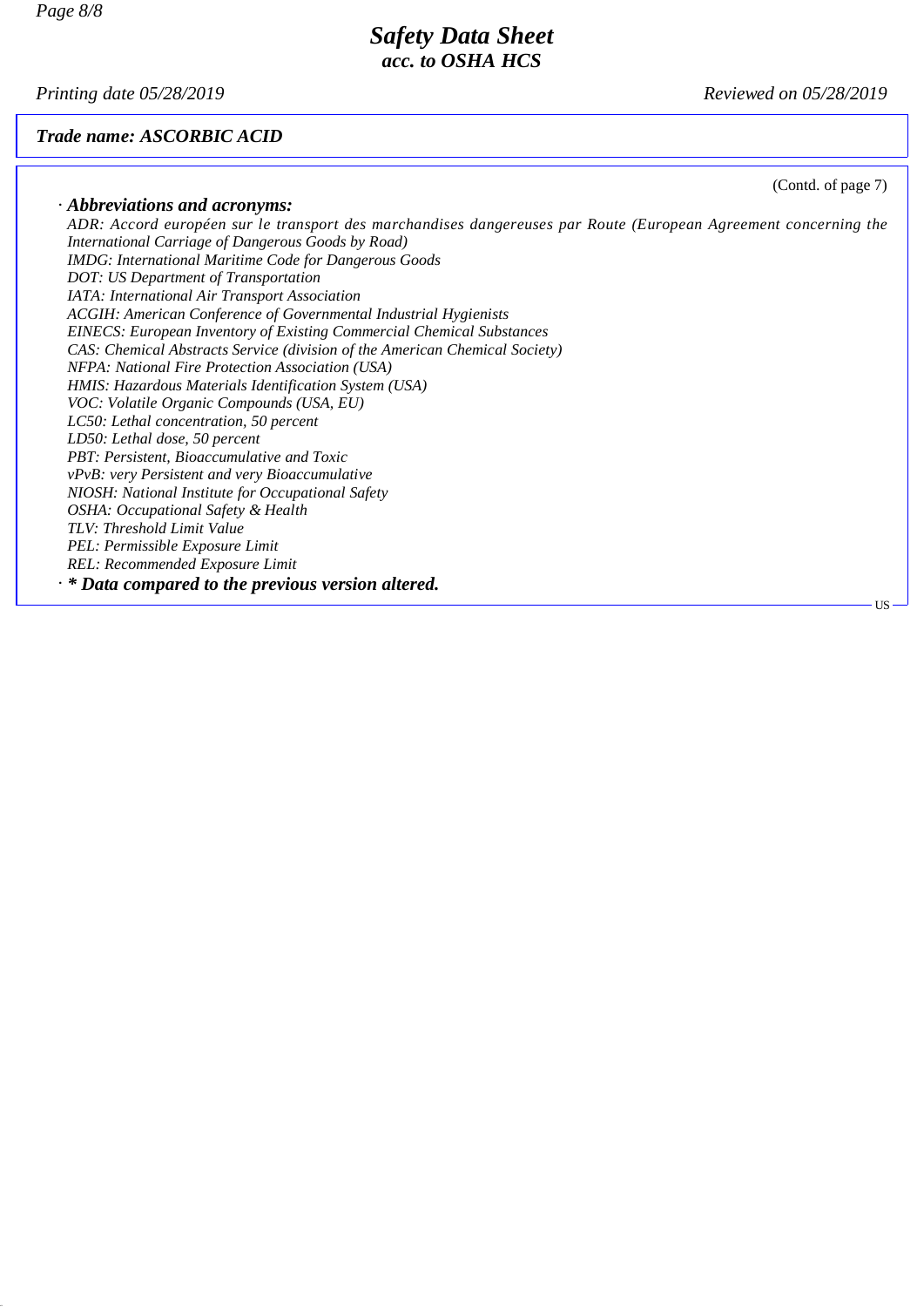(Contd. of page 7)

· ***Abbreviations and acronyms:***

*ADR: Accord européen sur le transport des marchandises dangereuses par Route (European Agreement concerning the International Carriage of Dangerous Goods by Road)*
*IMDG: International Maritime Code for Dangerous Goods*
*DOT: US Department of Transportation*
*IATA: International Air Transport Association*
*ACGIH: American Conference of Governmental Industrial Hygienists*
*EINECS: European Inventory of Existing Commercial Chemical Substances*
*CAS: Chemical Abstracts Service (division of the American Chemical Society)*
*NFPA: National Fire Protection Association (USA)*
*HMIS: Hazardous Materials Identification System (USA)*
*VOC: Volatile Organic Compounds (USA, EU)*
*LC50: Lethal concentration, 50 percent*
*LD50: Lethal dose, 50 percent*
*PBT: Persistent, Bioaccumulative and Toxic*
*vPvB: very Persistent and very Bioaccumulative*
*NIOSH: National Institute for Occupational Safety*
*OSHA: Occupational Safety & Health*
*TLV: Threshold Limit Value*
*PEL: Permissible Exposure Limit*
*REL: Recommended Exposure Limit*

· ***\* Data compared to the previous version altered.***

US